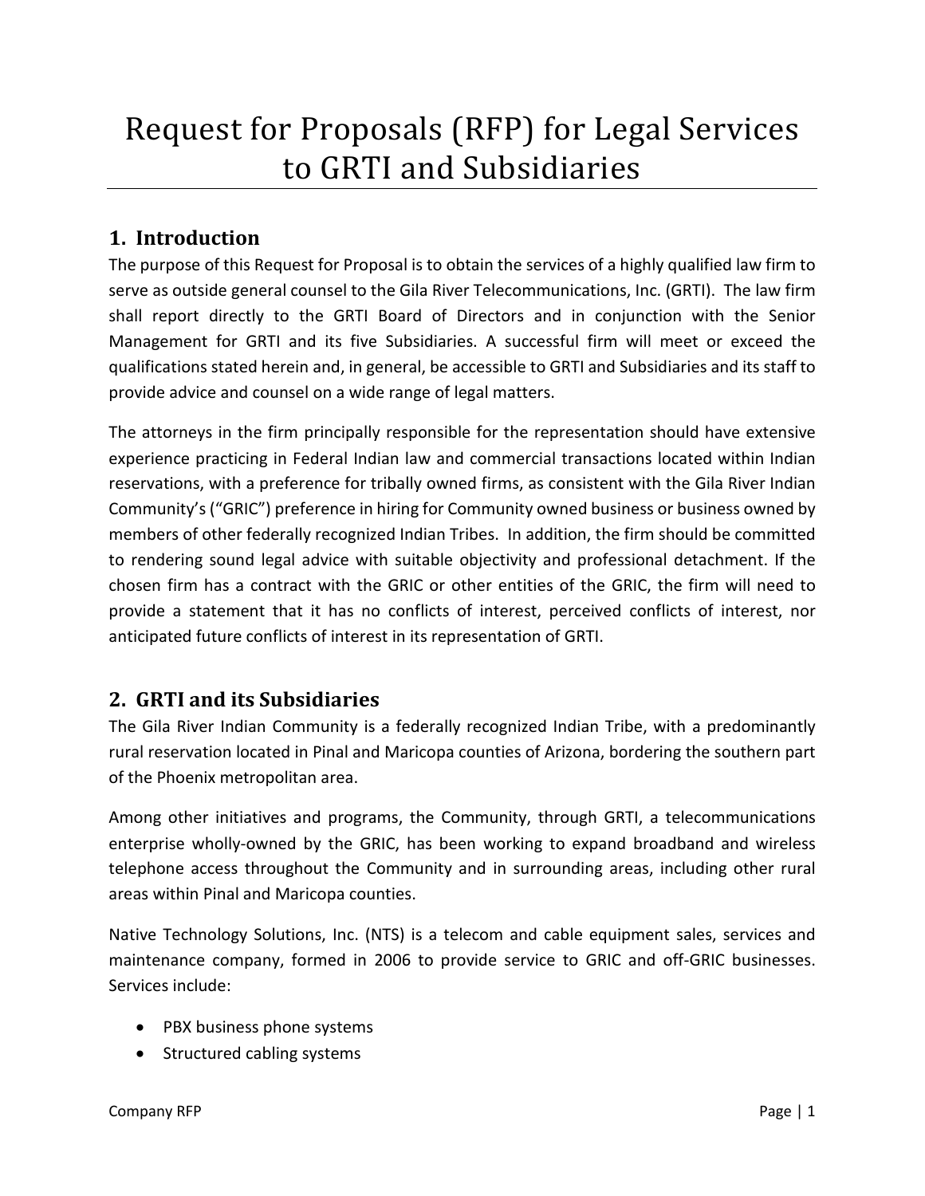# Request for Proposals (RFP) for Legal Services to GRTI and Subsidiaries

## 1. Introduction

The purpose of this Request for Proposal is to obtain the services of a highly qualified law firm to serve as outside general counsel to the Gila River Telecommunications, Inc. (GRTI). The law firm shall report directly to the GRTI Board of Directors and in conjunction with the Senior Management for GRTI and its five Subsidiaries. A successful firm will meet or exceed the qualifications stated herein and, in general, be accessible to GRTI and Subsidiaries and its staff to provide advice and counsel on a wide range of legal matters.

The attorneys in the firm principally responsible for the representation should have extensive experience practicing in Federal Indian law and commercial transactions located within Indian reservations, with a preference for tribally owned firms, as consistent with the Gila River Indian Community's ("GRIC") preference in hiring for Community owned business or business owned by members of other federally recognized Indian Tribes. In addition, the firm should be committed to rendering sound legal advice with suitable objectivity and professional detachment. If the chosen firm has a contract with the GRIC or other entities of the GRIC, the firm will need to provide a statement that it has no conflicts of interest, perceived conflicts of interest, nor anticipated future conflicts of interest in its representation of GRTI.

## 2. GRTI and its Subsidiaries

The Gila River Indian Community is a federally recognized Indian Tribe, with a predominantly rural reservation located in Pinal and Maricopa counties of Arizona, bordering the southern part of the Phoenix metropolitan area.

Among other initiatives and programs, the Community, through GRTI, a telecommunications enterprise wholly-owned by the GRIC, has been working to expand broadband and wireless telephone access throughout the Community and in surrounding areas, including other rural areas within Pinal and Maricopa counties.

Native Technology Solutions, Inc. (NTS) is a telecom and cable equipment sales, services and maintenance company, formed in 2006 to provide service to GRIC and off-GRIC businesses. Services include:

- PBX business phone systems
- Structured cabling systems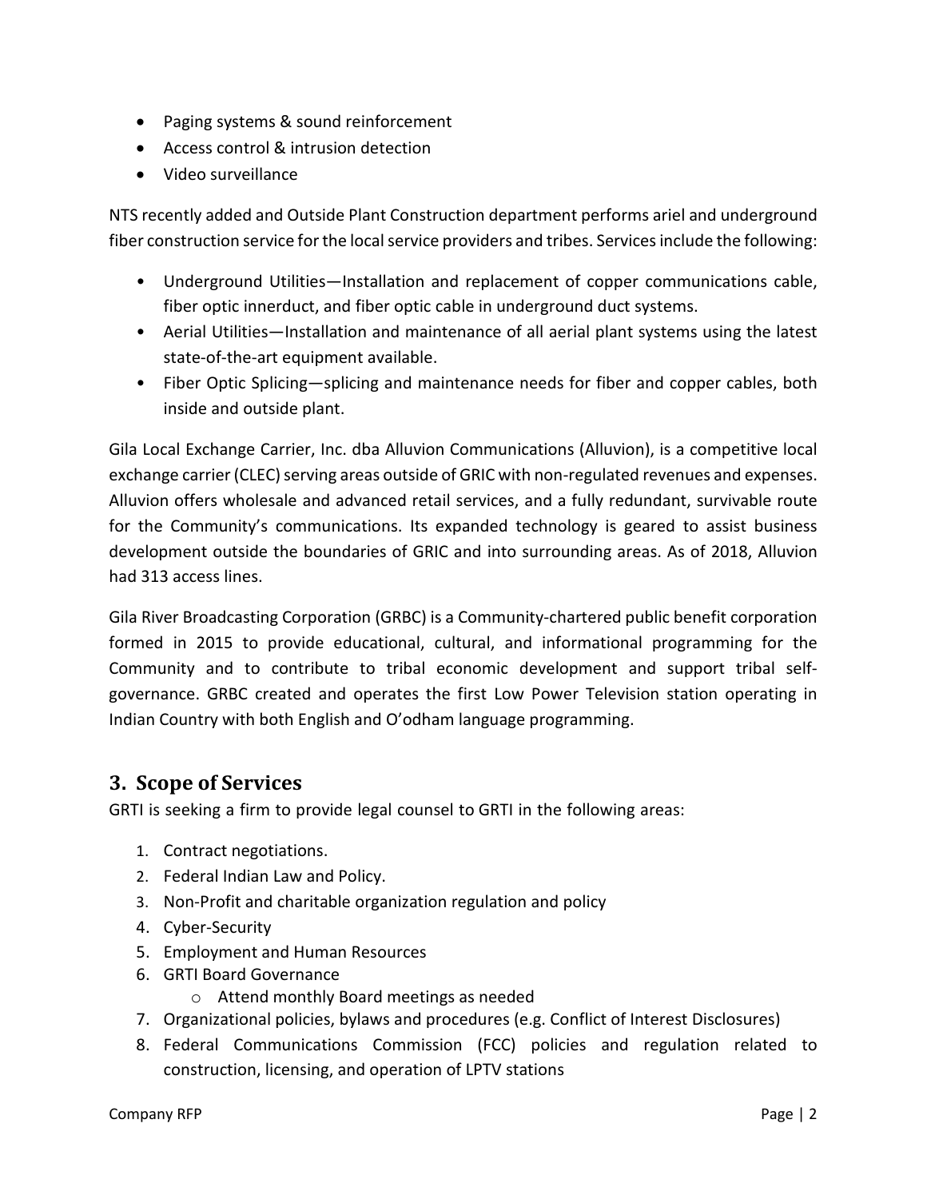- Paging systems & sound reinforcement
- Access control & intrusion detection
- Video surveillance

NTS recently added and Outside Plant Construction department performs ariel and underground fiber construction service for the local service providers and tribes. Services include the following:

- Underground Utilities—Installation and replacement of copper communications cable, fiber optic innerduct, and fiber optic cable in underground duct systems.
- Aerial Utilities—Installation and maintenance of all aerial plant systems using the latest state-of-the-art equipment available.
- Fiber Optic Splicing—splicing and maintenance needs for fiber and copper cables, both inside and outside plant.

Gila Local Exchange Carrier, Inc. dba Alluvion Communications (Alluvion), is a competitive local exchange carrier (CLEC) serving areas outside of GRIC with non-regulated revenues and expenses. Alluvion offers wholesale and advanced retail services, and a fully redundant, survivable route for the Community's communications. Its expanded technology is geared to assist business development outside the boundaries of GRIC and into surrounding areas. As of 2018, Alluvion had 313 access lines.

Gila River Broadcasting Corporation (GRBC) is a Community-chartered public benefit corporation formed in 2015 to provide educational, cultural, and informational programming for the Community and to contribute to tribal economic development and support tribal self-governance. GRBC created and operates the first Low Power Television station operating in Indian Country with both English and O'odham language programming.

## 3. Scope of Services

GRTI is seeking a firm to provide legal counsel to GRTI in the following areas:

1. Contract negotiations.
2. Federal Indian Law and Policy.
3. Non-Profit and charitable organization regulation and policy
4. Cyber-Security
5. Employment and Human Resources
6. GRTI Board Governance
   - Attend monthly Board meetings as needed
7. Organizational policies, bylaws and procedures (e.g. Conflict of Interest Disclosures)
8. Federal Communications Commission (FCC) policies and regulation related to construction, licensing, and operation of LPTV stations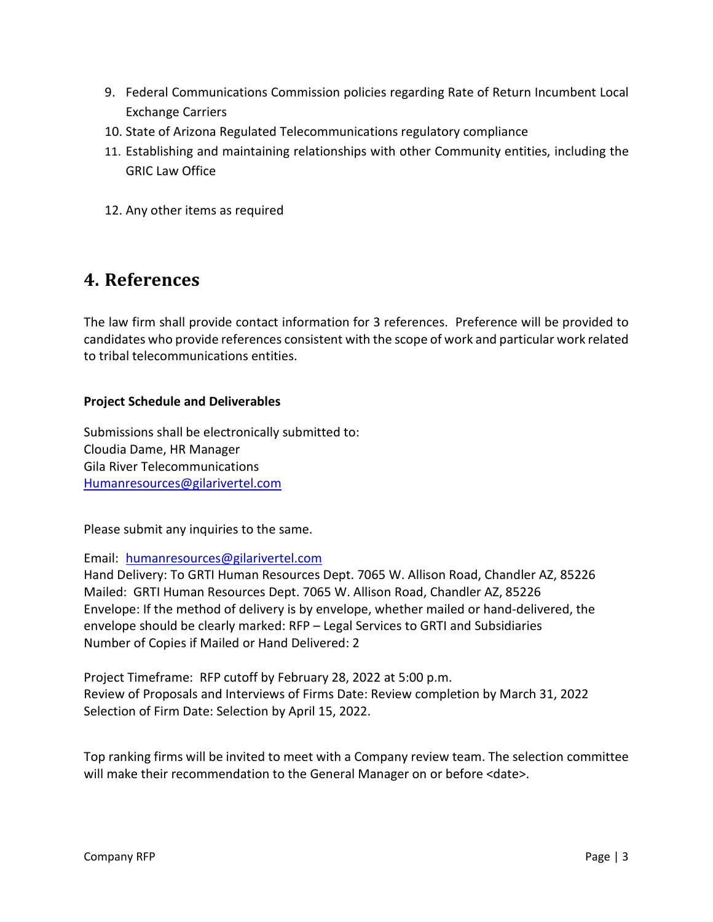9. Federal Communications Commission policies regarding Rate of Return Incumbent Local Exchange Carriers
10. State of Arizona Regulated Telecommunications regulatory compliance
11. Establishing and maintaining relationships with other Community entities, including the GRIC Law Office
12. Any other items as required

# 4. References

The law firm shall provide contact information for 3 references. Preference will be provided to candidates who provide references consistent with the scope of work and particular work related to tribal telecommunications entities.

**Project Schedule and Deliverables**

Submissions shall be electronically submitted to:
Cloudia Dame, HR Manager
Gila River Telecommunications
Humanresources@gilarivertel.com

Please submit any inquiries to the same.

Email: humanresources@gilarivertel.com
Hand Delivery: To GRTI Human Resources Dept. 7065 W. Allison Road, Chandler AZ, 85226
Mailed: GRTI Human Resources Dept. 7065 W. Allison Road, Chandler AZ, 85226
Envelope: If the method of delivery is by envelope, whether mailed or hand-delivered, the envelope should be clearly marked: RFP – Legal Services to GRTI and Subsidiaries
Number of Copies if Mailed or Hand Delivered: 2

Project Timeframe: RFP cutoff by February 28, 2022 at 5:00 p.m.
Review of Proposals and Interviews of Firms Date: Review completion by March 31, 2022
Selection of Firm Date: Selection by April 15, 2022.

Top ranking firms will be invited to meet with a Company review team. The selection committee will make their recommendation to the General Manager on or before <date>.